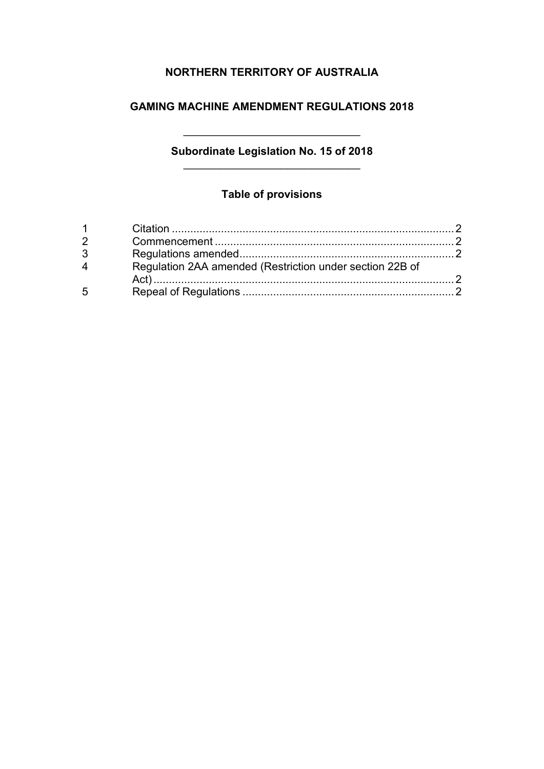# NORTHERN TERRITORY OF AUSTRALIA

## GAMING MACHINE AMENDMENT REGULATIONS 2018

---

### Subordinate Legislation No. 15 of 2018

---

### Table of provisions

| | | |
|---|---|---|
| 1 | Citation | 2 |
| 2 | Commencement | 2 |
| 3 | Regulations amended | 2 |
| 4 | Regulation 2AA amended (Restriction under section 22B of Act) | 2 |
| 5 | Repeal of Regulations | 2 |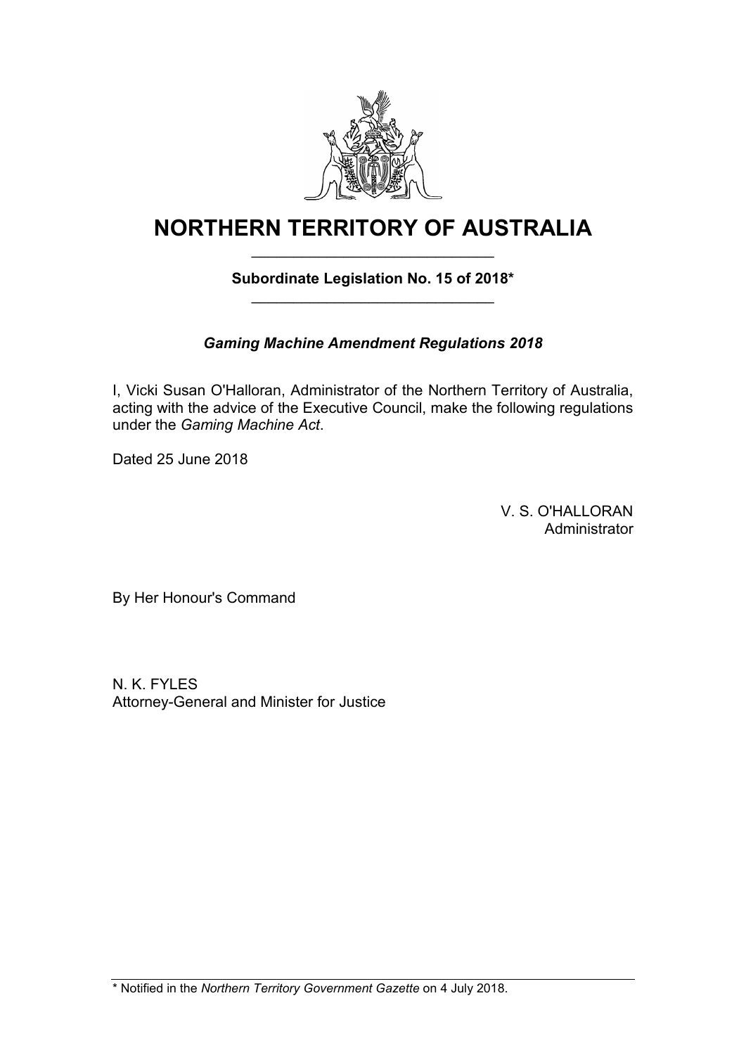# NORTHERN TERRITORY OF AUSTRALIA

**Subordinate Legislation No. 15 of 2018***

***Gaming Machine Amendment Regulations 2018***

I, Vicki Susan O'Halloran, Administrator of the Northern Territory of Australia, acting with the advice of the Executive Council, make the following regulations under the *Gaming Machine Act*.

Dated 25 June 2018

V. S. O'HALLORAN
Administrator

By Her Honour's Command

N. K. FYLES
Attorney-General and Minister for Justice

\* Notified in the *Northern Territory Government Gazette* on 4 July 2018.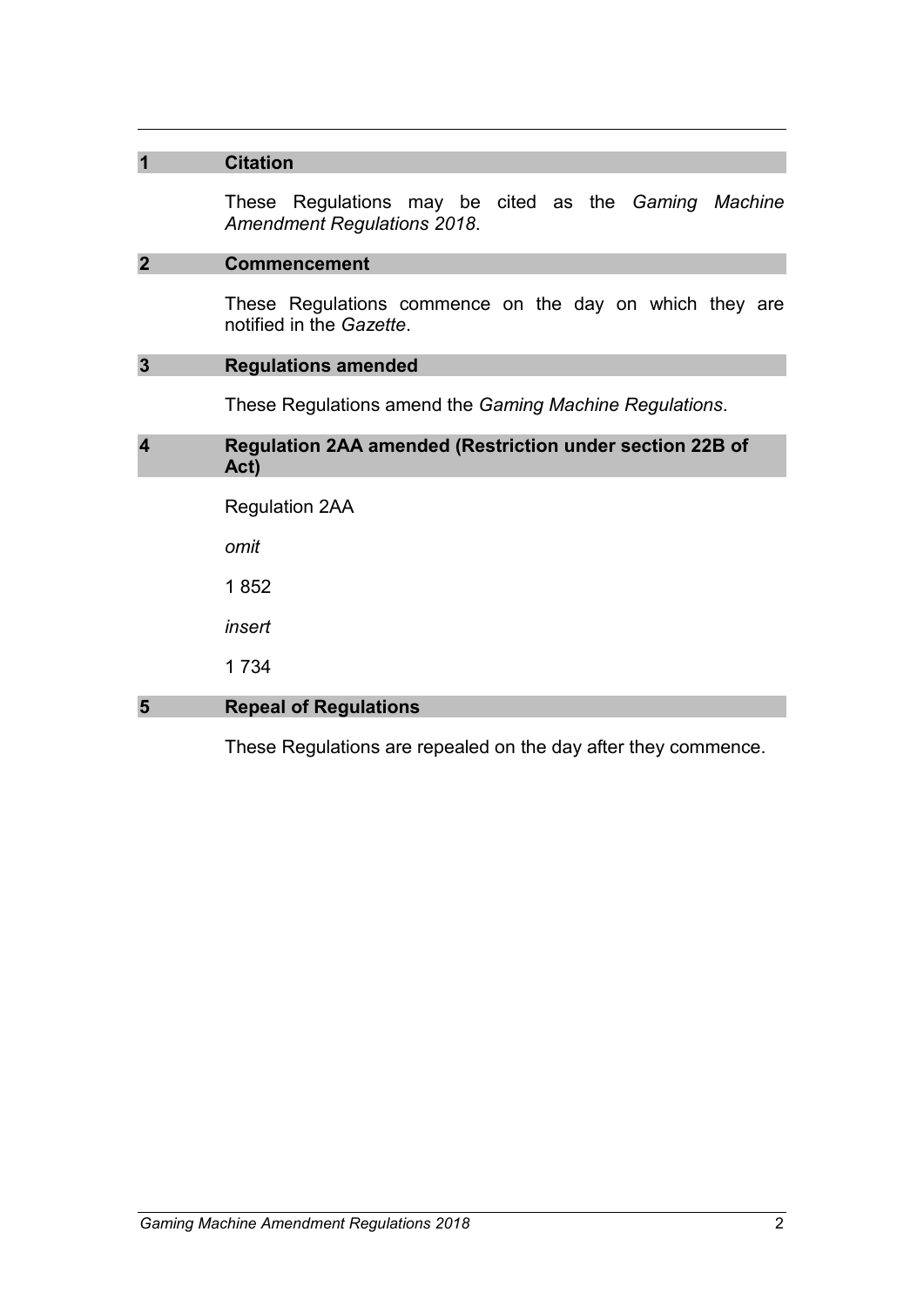## 1 Citation

These Regulations may be cited as the *Gaming Machine Amendment Regulations 2018*.

## 2 Commencement

These Regulations commence on the day on which they are notified in the *Gazette*.

## 3 Regulations amended

These Regulations amend the *Gaming Machine Regulations*.

## 4 Regulation 2AA amended (Restriction under section 22B of Act)

Regulation 2AA

*omit*

1 852

*insert*

1 734

## 5 Repeal of Regulations

These Regulations are repealed on the day after they commence.